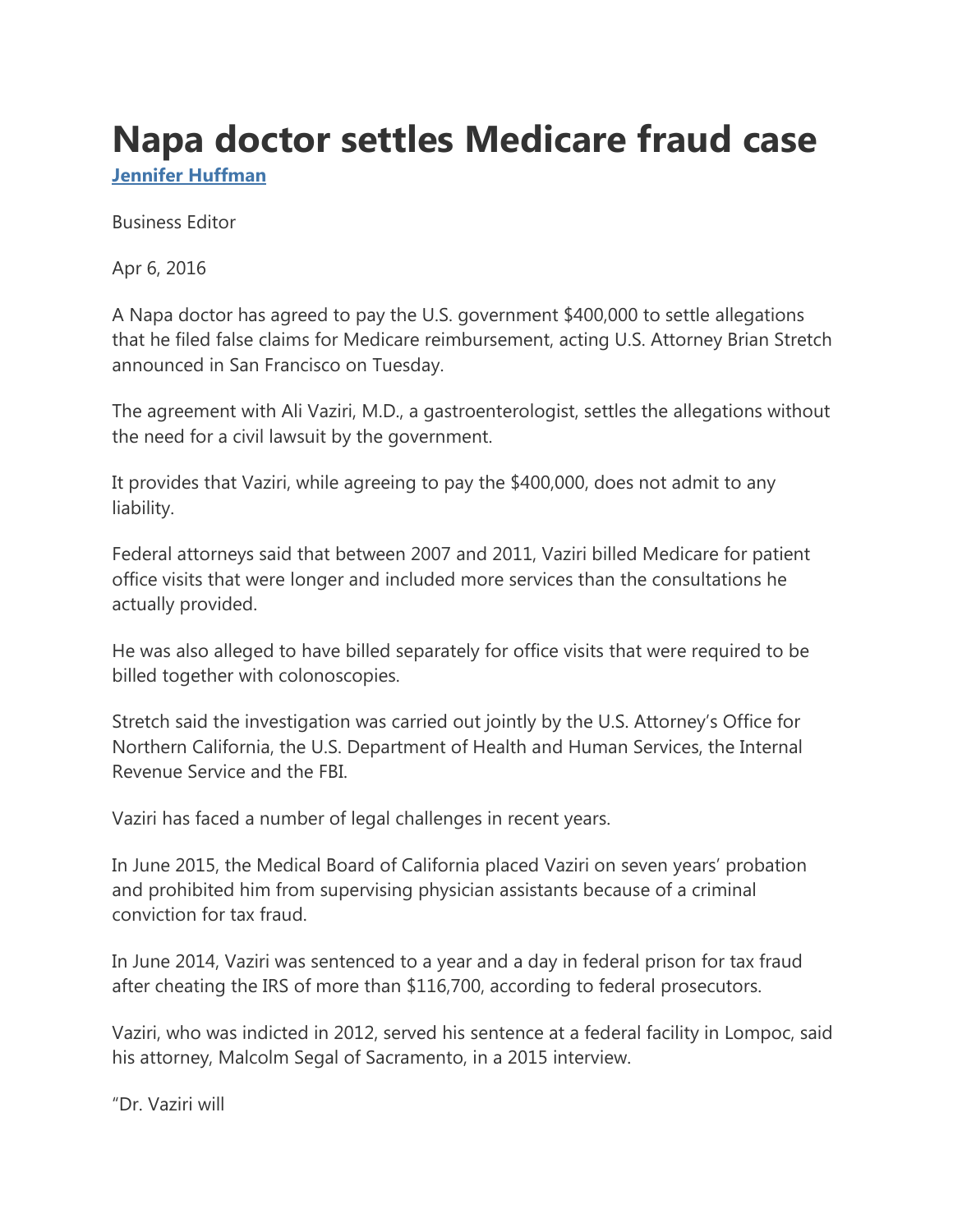# Napa doctor settles Medicare fraud case

[Jennifer Huffman](#)

Business Editor

Apr 6, 2016

A Napa doctor has agreed to pay the U.S. government $400,000 to settle allegations that he filed false claims for Medicare reimbursement, acting U.S. Attorney Brian Stretch announced in San Francisco on Tuesday.

The agreement with Ali Vaziri, M.D., a gastroenterologist, settles the allegations without the need for a civil lawsuit by the government.

It provides that Vaziri, while agreeing to pay the $400,000, does not admit to any liability.

Federal attorneys said that between 2007 and 2011, Vaziri billed Medicare for patient office visits that were longer and included more services than the consultations he actually provided.

He was also alleged to have billed separately for office visits that were required to be billed together with colonoscopies.

Stretch said the investigation was carried out jointly by the U.S. Attorney's Office for Northern California, the U.S. Department of Health and Human Services, the Internal Revenue Service and the FBI.

Vaziri has faced a number of legal challenges in recent years.

In June 2015, the Medical Board of California placed Vaziri on seven years' probation and prohibited him from supervising physician assistants because of a criminal conviction for tax fraud.

In June 2014, Vaziri was sentenced to a year and a day in federal prison for tax fraud after cheating the IRS of more than $116,700, according to federal prosecutors.

Vaziri, who was indicted in 2012, served his sentence at a federal facility in Lompoc, said his attorney, Malcolm Segal of Sacramento, in a 2015 interview.

"Dr. Vaziri will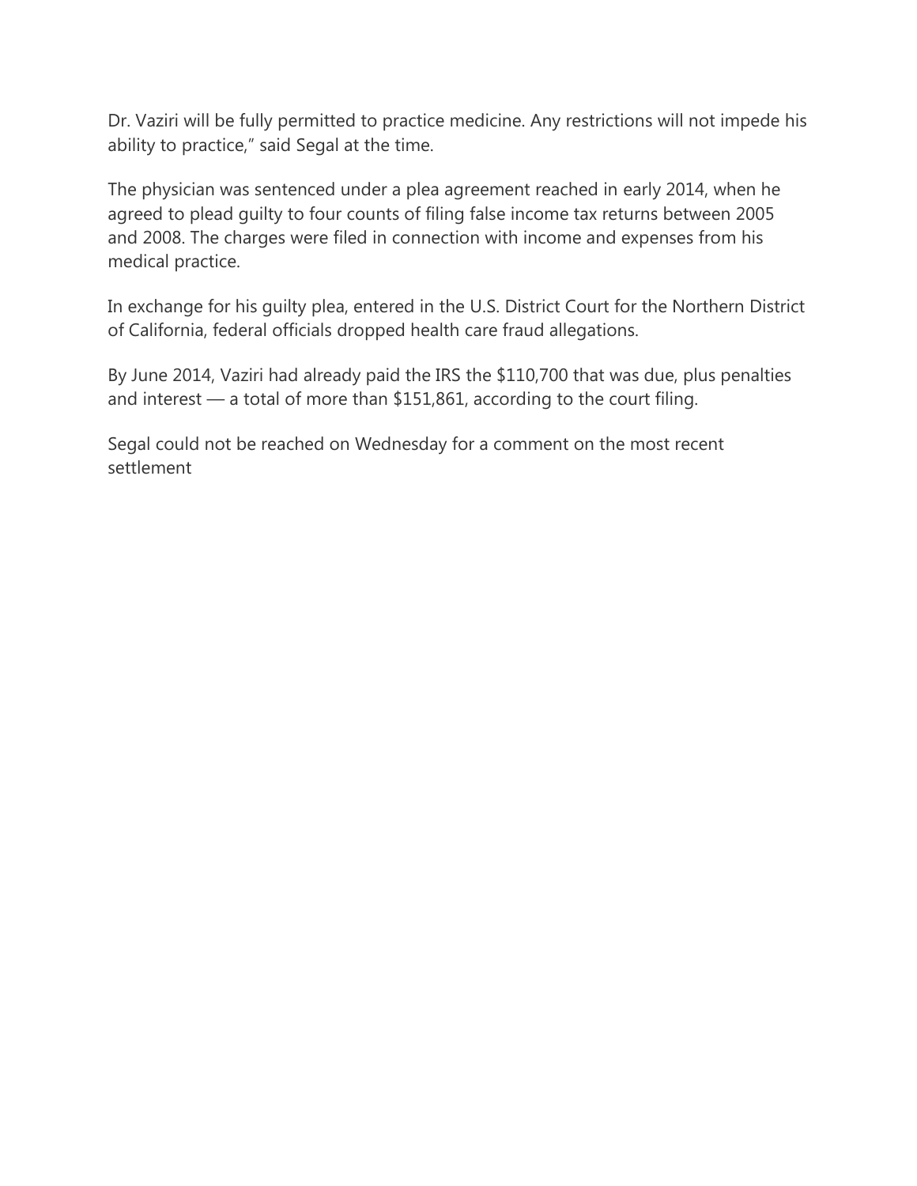Dr. Vaziri will be fully permitted to practice medicine. Any restrictions will not impede his ability to practice," said Segal at the time.

The physician was sentenced under a plea agreement reached in early 2014, when he agreed to plead guilty to four counts of filing false income tax returns between 2005 and 2008. The charges were filed in connection with income and expenses from his medical practice.

In exchange for his guilty plea, entered in the U.S. District Court for the Northern District of California, federal officials dropped health care fraud allegations.

By June 2014, Vaziri had already paid the IRS the $110,700 that was due, plus penalties and interest — a total of more than $151,861, according to the court filing.

Segal could not be reached on Wednesday for a comment on the most recent settlement